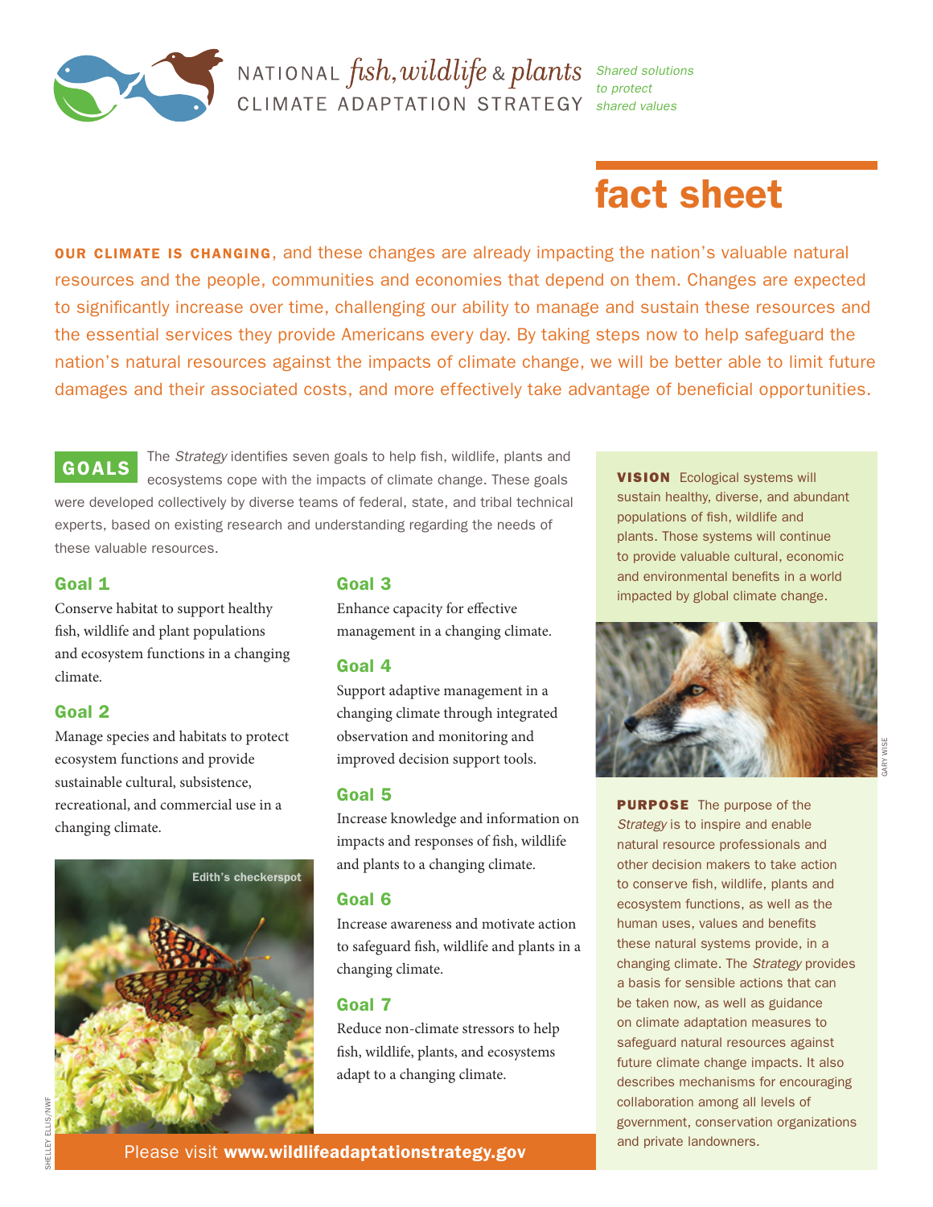# NATIONAL fish, wildlife & plants CLIMATE ADAPTATION STRATEGY

*Shared solutions to protect shared values*

## fact sheet

**OUR CLIMATE IS CHANGING**, and these changes are already impacting the nation's valuable natural resources and the people, communities and economies that depend on them. Changes are expected to significantly increase over time, challenging our ability to manage and sustain these resources and the essential services they provide Americans every day. By taking steps now to help safeguard the nation's natural resources against the impacts of climate change, we will be better able to limit future damages and their associated costs, and more effectively take advantage of beneficial opportunities.

## GOALS

The *Strategy* identifies seven goals to help fish, wildlife, plants and ecosystems cope with the impacts of climate change. These goals were developed collectively by diverse teams of federal, state, and tribal technical experts, based on existing research and understanding regarding the needs of these valuable resources.

### Goal 1

Conserve habitat to support healthy fish, wildlife and plant populations and ecosystem functions in a changing climate.

### Goal 2

Manage species and habitats to protect ecosystem functions and provide sustainable cultural, subsistence, recreational, and commercial use in a changing climate.

Edith's checkerspot

SHELLEY ELLIS/NWF

### Goal 3

Enhance capacity for effective management in a changing climate.

### Goal 4

Support adaptive management in a changing climate through integrated observation and monitoring and improved decision support tools.

### Goal 5

Increase knowledge and information on impacts and responses of fish, wildlife and plants to a changing climate.

### Goal 6

Increase awareness and motivate action to safeguard fish, wildlife and plants in a changing climate.

### Goal 7

Reduce non-climate stressors to help fish, wildlife, plants, and ecosystems adapt to a changing climate.

**VISION** Ecological systems will sustain healthy, diverse, and abundant populations of fish, wildlife and plants. Those systems will continue to provide valuable cultural, economic and environmental benefits in a world impacted by global climate change.

GARY WISE

**PURPOSE** The purpose of the *Strategy* is to inspire and enable natural resource professionals and other decision makers to take action to conserve fish, wildlife, plants and ecosystem functions, as well as the human uses, values and benefits these natural systems provide, in a changing climate. The *Strategy* provides a basis for sensible actions that can be taken now, as well as guidance on climate adaptation measures to safeguard natural resources against future climate change impacts. It also describes mechanisms for encouraging collaboration among all levels of government, conservation organizations and private landowners.

Please visit **www.wildlifeadaptationstrategy.gov**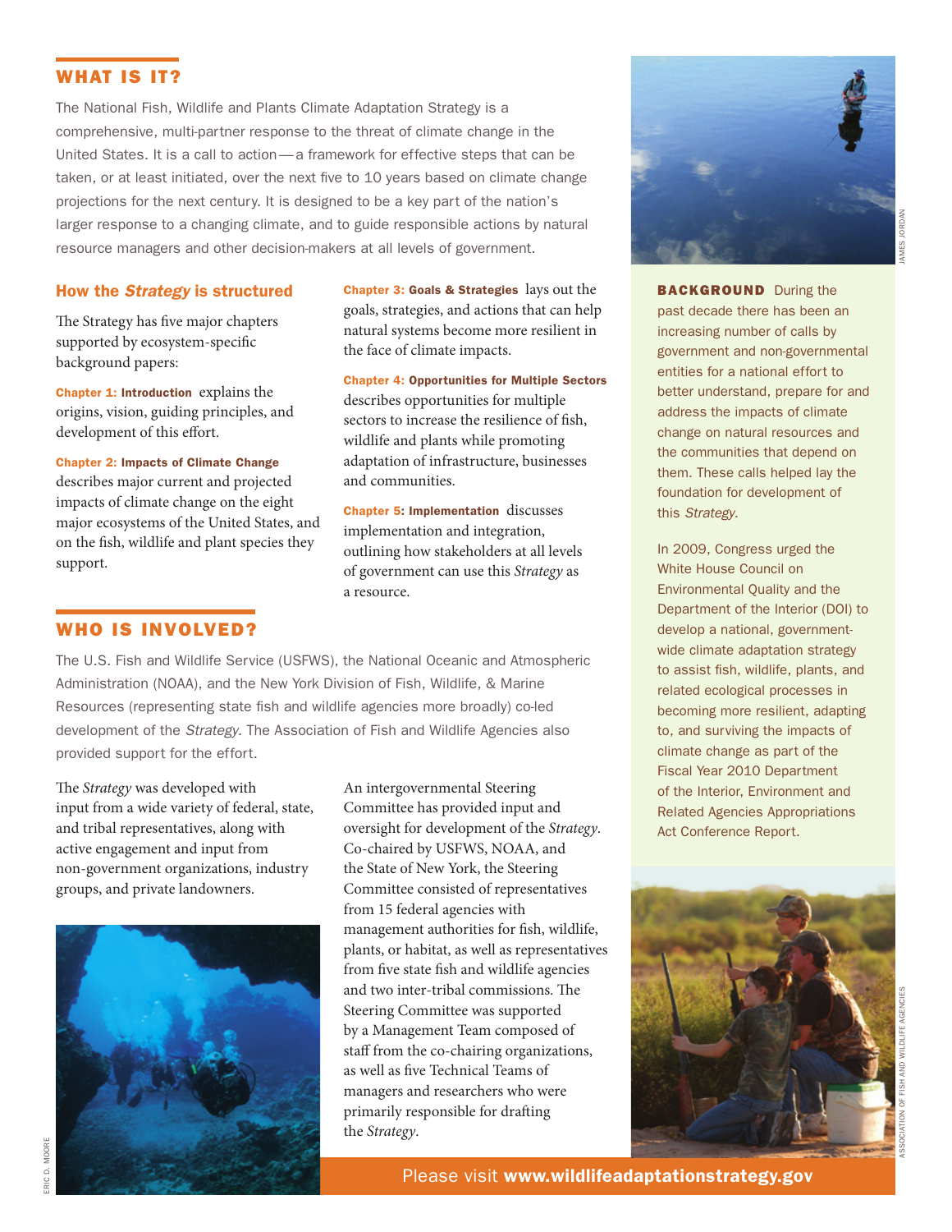## WHAT IS IT?

The National Fish, Wildlife and Plants Climate Adaptation Strategy is a comprehensive, multi-partner response to the threat of climate change in the United States. It is a call to action — a framework for effective steps that can be taken, or at least initiated, over the next five to 10 years based on climate change projections for the next century. It is designed to be a key part of the nation's larger response to a changing climate, and to guide responsible actions by natural resource managers and other decision-makers at all levels of government.

### How the *Strategy* is structured

The Strategy has five major chapters supported by ecosystem-specific background papers:

**Chapter 1: Introduction** explains the origins, vision, guiding principles, and development of this effort.

**Chapter 2: Impacts of Climate Change** describes major current and projected impacts of climate change on the eight major ecosystems of the United States, and on the fish, wildlife and plant species they support.

**Chapter 3: Goals & Strategies** lays out the goals, strategies, and actions that can help natural systems become more resilient in the face of climate impacts.

**Chapter 4: Opportunities for Multiple Sectors** describes opportunities for multiple sectors to increase the resilience of fish, wildlife and plants while promoting adaptation of infrastructure, businesses and communities.

**Chapter 5: Implementation** discusses implementation and integration, outlining how stakeholders at all levels of government can use this *Strategy* as a resource.

## WHO IS INVOLVED?

The U.S. Fish and Wildlife Service (USFWS), the National Oceanic and Atmospheric Administration (NOAA), and the New York Division of Fish, Wildlife, & Marine Resources (representing state fish and wildlife agencies more broadly) co-led development of the *Strategy*. The Association of Fish and Wildlife Agencies also provided support for the effort.

The *Strategy* was developed with input from a wide variety of federal, state, and tribal representatives, along with active engagement and input from non-government organizations, industry groups, and private landowners.

An intergovernmental Steering Committee has provided input and oversight for development of the *Strategy*. Co-chaired by USFWS, NOAA, and the State of New York, the Steering Committee consisted of representatives from 15 federal agencies with management authorities for fish, wildlife, plants, or habitat, as well as representatives from five state fish and wildlife agencies and two inter-tribal commissions. The Steering Committee was supported by a Management Team composed of staff from the co-chairing organizations, as well as five Technical Teams of managers and researchers who were primarily responsible for drafting the *Strategy*.

ERIC D. MOORE

JAMES JORDAN

**BACKGROUND** During the past decade there has been an increasing number of calls by government and non-governmental entities for a national effort to better understand, prepare for and address the impacts of climate change on natural resources and the communities that depend on them. These calls helped lay the foundation for development of this *Strategy*.

In 2009, Congress urged the White House Council on Environmental Quality and the Department of the Interior (DOI) to develop a national, government-wide climate adaptation strategy to assist fish, wildlife, plants, and related ecological processes in becoming more resilient, adapting to, and surviving the impacts of climate change as part of the Fiscal Year 2010 Department of the Interior, Environment and Related Agencies Appropriations Act Conference Report.

ASSOCIATION OF FISH AND WILDLIFE AGENCIES

Please visit **www.wildlifeadaptationstrategy.gov**